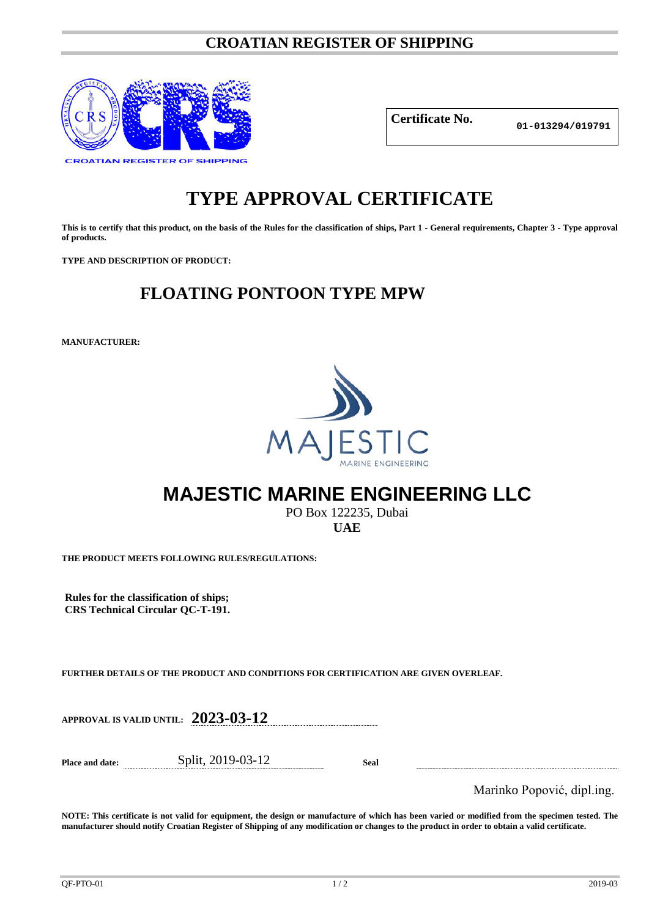# CROATIAN REGISTER OF SHIPPING

CROATIAN REGISTER OF SHIPPING

**Certificate No.** 01-013294/019791

# TYPE APPROVAL CERTIFICATE

**This is to certify that this product, on the basis of the Rules for the classification of ships, Part 1 - General requirements, Chapter 3 - Type approval of products.**

**TYPE AND DESCRIPTION OF PRODUCT:**

## FLOATING PONTOON TYPE MPW

**MANUFACTURER:**

MAJESTIC MARINE ENGINEERING

## MAJESTIC MARINE ENGINEERING LLC

PO Box 122235, Dubai
**UAE**

**THE PRODUCT MEETS FOLLOWING RULES/REGULATIONS:**

**Rules for the classification of ships;**
**CRS Technical Circular QC-T-191.**

**FURTHER DETAILS OF THE PRODUCT AND CONDITIONS FOR CERTIFICATION ARE GIVEN OVERLEAF.**

**APPROVAL IS VALID UNTIL:** **2023-03-12**

**Place and date:** Split, 2019-03-12 **Seal**

Marinko Popović, dipl.ing.

**NOTE: This certificate is not valid for equipment, the design or manufacture of which has been varied or modified from the specimen tested. The manufacturer should notify Croatian Register of Shipping of any modification or changes to the product in order to obtain a valid certificate.**

QF-PTO-01 2019-03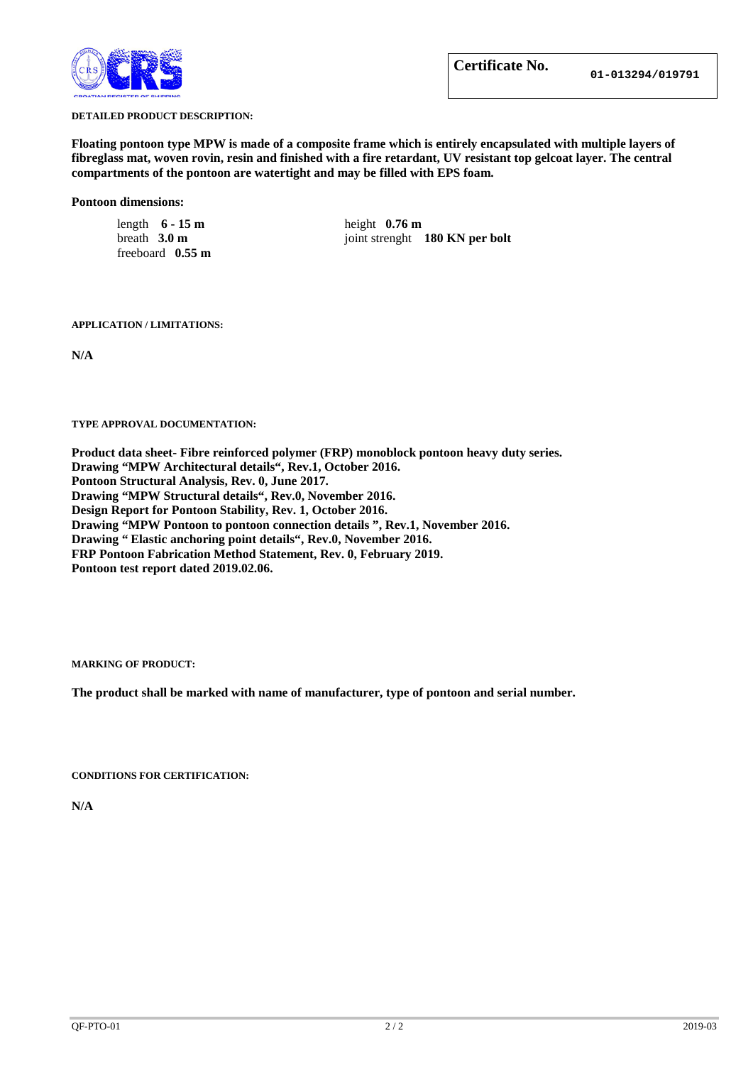**Certificate No.** 01-013294/019791

**DETAILED PRODUCT DESCRIPTION:**

**Floating pontoon type MPW is made of a composite frame which is entirely encapsulated with multiple layers of fibreglass mat, woven rovin, resin and finished with a fire retardant, UV resistant top gelcoat layer. The central compartments of the pontoon are watertight and may be filled with EPS foam.**

**Pontoon dimensions:**

length **6 - 15 m**
breath **3.0 m**
freeboard **0.55 m**

height **0.76 m**
joint strenght **180 KN per bolt**

**APPLICATION / LIMITATIONS:**

**N/A**

**TYPE APPROVAL DOCUMENTATION:**

**Product data sheet- Fibre reinforced polymer (FRP) monoblock pontoon heavy duty series.**
**Drawing "MPW Architectural details", Rev.1, October 2016.**
**Pontoon Structural Analysis, Rev. 0, June 2017.**
**Drawing "MPW Structural details", Rev.0, November 2016.**
**Design Report for Pontoon Stability, Rev. 1, October 2016.**
**Drawing "MPW Pontoon to pontoon connection details ", Rev.1, November 2016.**
**Drawing " Elastic anchoring point details", Rev.0, November 2016.**
**FRP Pontoon Fabrication Method Statement, Rev. 0, February 2019.**
**Pontoon test report dated 2019.02.06.**

**MARKING OF PRODUCT:**

**The product shall be marked with name of manufacturer, type of pontoon and serial number.**

**CONDITIONS FOR CERTIFICATION:**

**N/A**